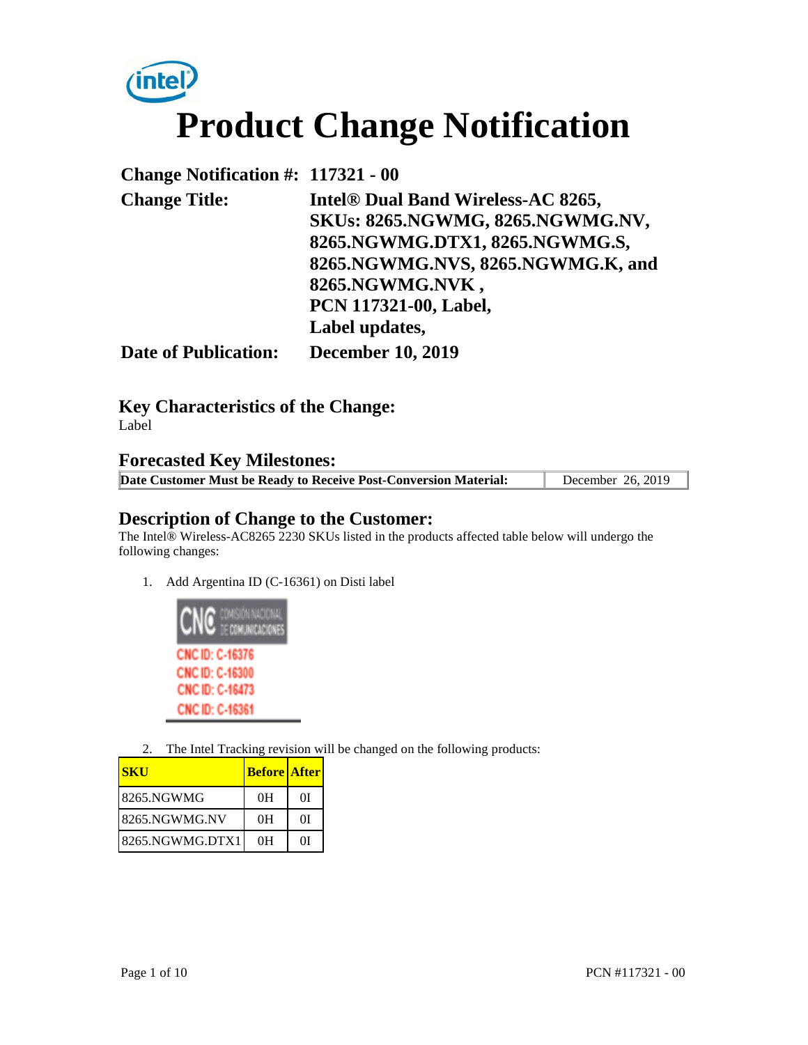# Product Change Notification

| | |
|---|---|
| **Change Notification #:** | **117321 - 00** |
| **Change Title:** | **Intel® Dual Band Wireless-AC 8265, SKUs: 8265.NGWMG, 8265.NGWMG.NV, 8265.NGWMG.DTX1, 8265.NGWMG.S, 8265.NGWMG.NVS, 8265.NGWMG.K, and 8265.NGWMG.NVK , PCN 117321-00, Label, Label updates,** |
| **Date of Publication:** | **December 10, 2019** |

## Key Characteristics of the Change:

Label

## Forecasted Key Milestones:

| **Date Customer Must be Ready to Receive Post-Conversion Material:** | December 26, 2019 |
|---|---|

## Description of Change to the Customer:

The Intel® Wireless-AC8265 2230 SKUs listed in the products affected table below will undergo the following changes:

1. Add Argentina ID (C-16361) on Disti label

   CNC COMISIÓN NACIONAL DE COMUNICACIONES
   CNC ID: C-16376
   CNC ID: C-16300
   CNC ID: C-16473
   CNC ID: C-16361

2. The Intel Tracking revision will be changed on the following products:

| **SKU** | **Before** | **After** |
|---|---|---|
| 8265.NGWMG | 0H | 0I |
| 8265.NGWMG.NV | 0H | 0I |
| 8265.NGWMG.DTX1 | 0H | 0I |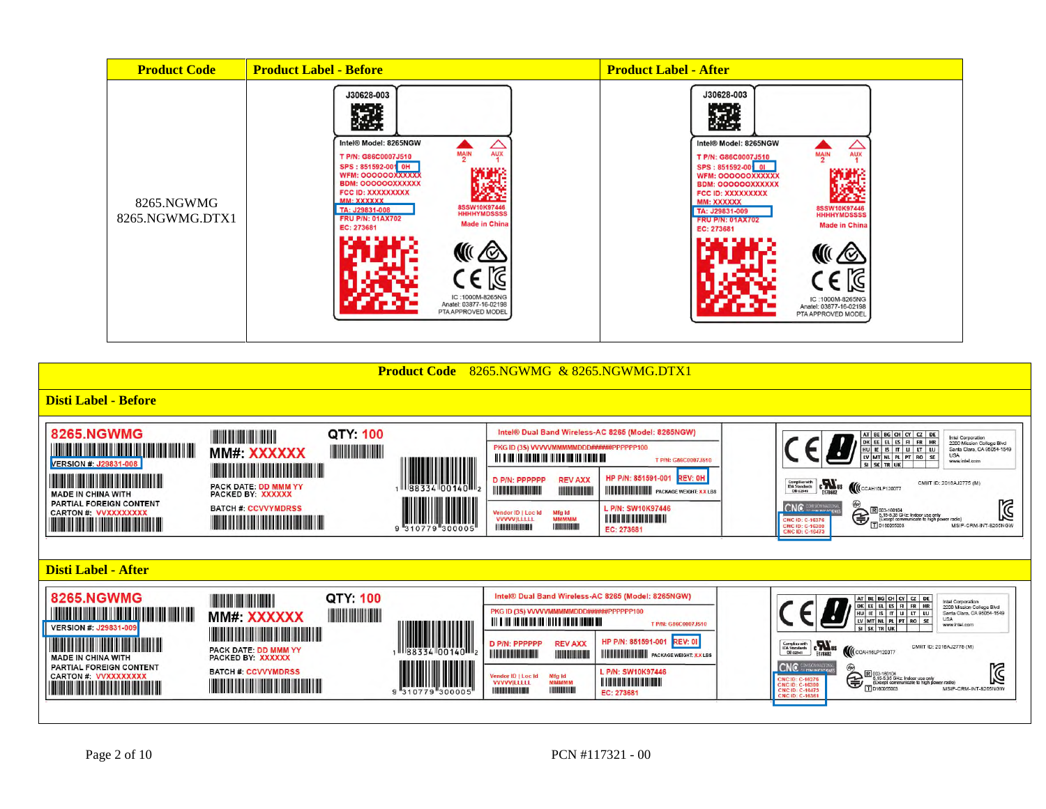| Product Code | Product Label - Before | Product Label - After |
|---|---|---|
| 8265.NGWMG<br>8265.NGWMG.DTX1 | J30628-003<br>Intel® Model: 8265NGW<br>T P/N: G86C0007J510<br>SPS : 851592-001 0H<br>WFM: OOOOOOXXXXXX<br>BDM: OOOOOOXXXXXX<br>FCC ID: XXXXXXXXX<br>MM: XXXXXX<br>TA: J29831-008<br>FRU P/N: 01AX702<br>EC: 273681<br>MAIN 2 AUX 1<br>8SSW10K97446<br>HHHHYMDSSSS<br>Made in China<br>IC :1000M-8265NG<br>Anatel: 03877-16-02198<br>PTA APPROVED MODEL | J30628-003<br>Intel® Model: 8265NGW<br>T P/N: G86C0007J510<br>SPS : 851592-001 0I<br>WFM: OOOOOOXXXXXX<br>BDM: OOOOOOXXXXXX<br>FCC ID: XXXXXXXXX<br>MM: XXXXXX<br>TA: J29831-009<br>FRU P/N: 01AX702<br>EC: 273681<br>MAIN 2 AUX 1<br>8SSW10K97446<br>HHHHYMDSSSS<br>Made in China<br>IC :1000M-8265NG<br>Anatel: 03877-16-02198<br>PTA APPROVED MODEL |

**Product Code** 8265.NGWMG & 8265.NGWMG.DTX1

**Disti Label - Before**

8265.NGWMG
VERSION #: J29831-008
MADE IN CHINA WITH PARTIAL FOREIGN CONTENT
CARTON #: VVXXXXXXXXX
MM#: XXXXXX
QTY: 100
PACK DATE: DD MMM YY
PACKED BY: XXXXXX
BATCH #: CCVVYMDRSS
1 88334 00140 2
9 310779 300005
Intel® Dual Band Wireless-AC 8265 (Model: 8265NGW)
PKG ID (3S) VVVVVMMMMMMDDD######PPPPPP100
T P/N: G86C0007J510
D P/N: PPPPPP REV AXX
HP P/N: 851591-001 REV: 0H
PACKAGE WEIGHT: XX LBS
Vendor ID | Loc Id VVVVV|LLLLL
Mfg Id MMMMM
L P/N: SW10K97446
EC: 273681
Intel Corporation 2200 Mission College Blvd Santa Clara, CA 95054-1549 USA www.intel.com
CCAH16LP1200T7
CMIIT ID: 2016AJ2775 (M)
CNC ID: C-16376
CNC ID: C-16300
CNC ID: C-16473
003-180104
5.15-5.35 GHz Indoor use only (Except communicate to high power radio)
D180055003
MSIP-CRM-INT-8265NGW

**Disti Label - After**

8265.NGWMG
VERSION #: J29831-009
MADE IN CHINA WITH PARTIAL FOREIGN CONTENT
CARTON #: VVXXXXXXXXX
MM#: XXXXXX
QTY: 100
PACK DATE: DD MMM YY
PACKED BY: XXXXXX
BATCH #: CCVVYMDRSS
1 88334 00140 2
9 310779 300005
Intel® Dual Band Wireless-AC 8265 (Model: 8265NGW)
PKG ID (3S) VVVVVMMMMMMDDD######PPPPPP100
T P/N: G86C0007J510
D P/N: PPPPPP REV AXX
HP P/N: 851591-001 REV: 0I
PACKAGE WEIGHT: XX LBS
Vendor ID | Loc Id VVVVV|LLLLL
Mfg Id MMMMM
L P/N: SW10K97446
EC: 273681
Intel Corporation 2200 Mission College Blvd Santa Clara, CA 95054-1549 USA www.intel.com
CCAH16LP1200T7
CMIIT ID: 2016AJ2775 (M)
CNC ID: C-16376
CNC ID: C-16300
CNC ID: C-16473
CNC ID: C-16361
003-180104
5.15-5.35 GHz Indoor use only (Except communicate to high power radio)
D180055003
MSIP-CRM-INT-8265NGW

PCN #117321 - 00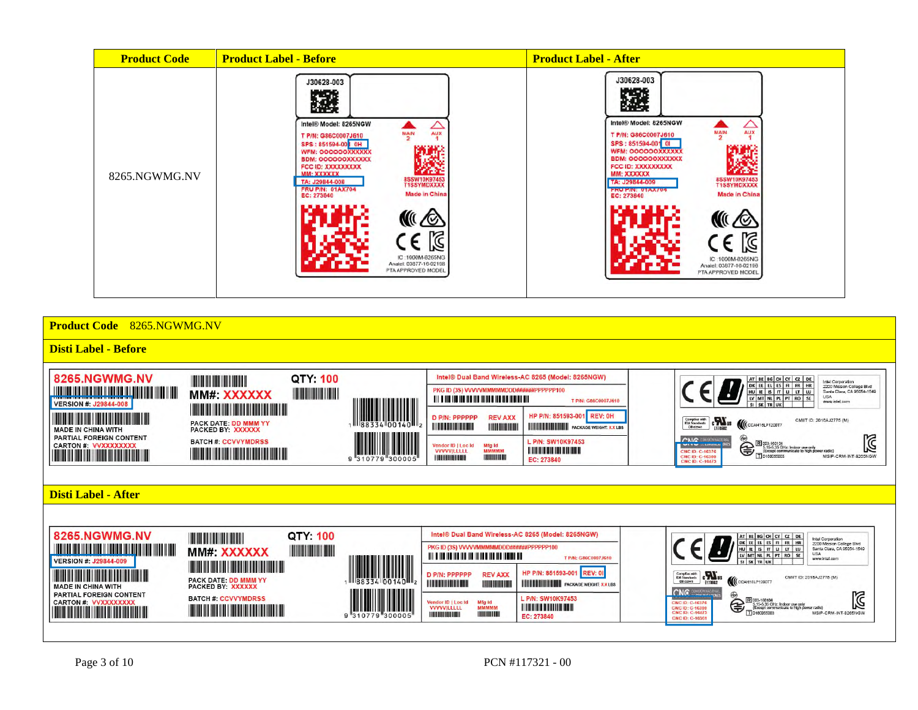| Product Code | Product Label - Before | Product Label - After |
| --- | --- | --- |
| 8265.NGWMG.NV | J30628-003<br>Intel® Model: 8265NGW<br>T P/N: G86C0007J610<br>SPS : 851594-00 0H<br>WFM: 000000XXXXXX<br>BDM: 000000XXXXXX<br>FCC ID: XXXXXXXXX<br>MM: XXXXXX<br>TA: J29844-008<br>FRU P/N: 01AX704<br>EC: 273840<br>MAIN 2 AUX 1<br>8SSW10K97453<br>T1SSYMDXXXX<br>Made in China<br>IC :1000M-8265NG<br>Anatel: 03877-16-02198<br>PTA APPROVED MODEL | J30628-003<br>Intel® Model: 8265NGW<br>T P/N: G86C0007J610<br>SPS : 851594-001 0I<br>WFM: 000000XXXXXX<br>BDM: 000000XXXXXX<br>FCC ID: XXXXXXXXX<br>MM: XXXXXX<br>TA: J29844-009<br>FRU P/N: 01AX704<br>EC: 273840<br>MAIN 2 AUX 1<br>8SSW10K97453<br>T1SSYMDXXXX<br>Made in China<br>IC :1000M-8265NG<br>Anatel: 03877-16-02198<br>PTA APPROVED MODEL |

| Product Code 8265.NGWMG.NV |
| --- |
| **Disti Label - Before** |
| 8265.NGWMG.NV<br>VERSION #: J29844-008<br>MADE IN CHINA WITH PARTIAL FOREIGN CONTENT<br>CARTON #: VVXXXXXXXXX<br>QTY: 100<br>MM#: XXXXXX<br>PACK DATE: DD MMM YY<br>PACKED BY: XXXXXX<br>BATCH #: CCVVYMDRSS<br>1 88334 00140 2<br>9 310779 300005<br>Intel® Dual Band Wireless-AC 8265 (Model: 8265NGW)<br>PKG ID (3S) VVVVMMMMMDDD#####PPPPPP100<br>T P/N: G86C0007J610<br>D P/N: PPPPPP REV AXX<br>HP P/N: 851593-001 REV: 0H<br>PACKAGE WEIGHT: X.X LBS<br>Vendor ID \| Loc Id VVVV\|LLLLL Mfg Id MMMMM<br>L P/N: SW10K97453<br>EC: 273840<br>Intel Corporation 2200 Mission College Blvd Santa Clara, CA 95054-1549 USA www.intel.com<br>CCAH16LP1200T7<br>CMIIT ID: 2016AJ2775 (M)<br>CNC ID: C-16374<br>CNC ID: C-16300<br>CNC ID: C-16473<br>003-160104<br>5.15-5.35 GHz: Indoor use only (Except communicate to high power radio)<br>D160065003<br>MSIP-CRM-INT-8265NGW |
| **Disti Label - After** |
| 8265.NGWMG.NV<br>VERSION #: J29844-009<br>MADE IN CHINA WITH PARTIAL FOREIGN CONTENT<br>CARTON #: VVXXXXXXXXX<br>QTY: 100<br>MM#: XXXXXX<br>PACK DATE: DD MMM YY<br>PACKED BY: XXXXXX<br>BATCH #: CCVVYMDRSS<br>1 88334 00140 2<br>9 310779 300005<br>Intel® Dual Band Wireless-AC 8265 (Model: 8265NGW)<br>PKG ID (3S) VVVVMMMMMDDD#####PPPPPP100<br>T P/N: G86C0007J610<br>D P/N: PPPPPP REV AXX<br>HP P/N: 851593-001 REV: 0I<br>PACKAGE WEIGHT: X.X LBS<br>Vendor ID \| Loc Id VVVV\|LLLLL Mfg Id MMMMM<br>L P/N: SW10K97453<br>EC: 273840<br>Intel Corporation 2200 Mission College Blvd Santa Clara, CA 95054-1549 USA www.intel.com<br>CCAH16LP1200T7<br>CMIIT ID: 2016AJ2775 (M)<br>CNC ID: C-16374<br>CNC ID: C-16300<br>CNC ID: C-16473<br>CNC ID: C-16561<br>003-160104<br>5.15-5.35 GHz: Indoor use only (Except communicate to high power radio)<br>D160065003<br>MSIP-CRM-INT-8265NGW |

PCN #117321 - 00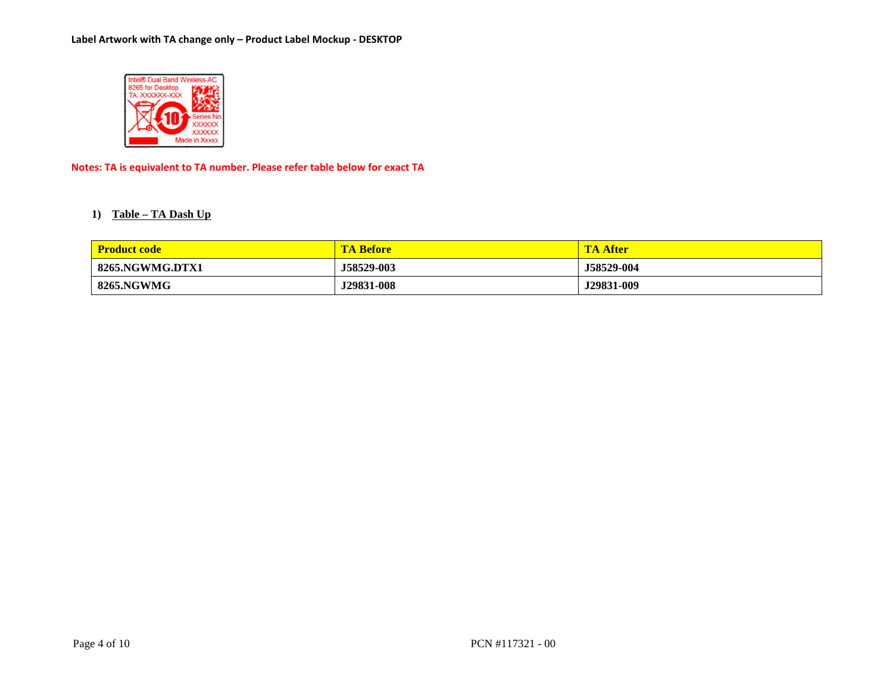**Label Artwork with TA change only – Product Label Mockup - DESKTOP**

Intel® Dual Band Wireless-AC
8265 for Desktop
TA: XXXXXX-XXX
Series No.
XXXXXX
XXXXXX
Made in Xxxxx

**Notes: TA is equivalent to TA number. Please refer table below for exact TA**

### 1) Table – TA Dash Up

| Product code | TA Before | TA After |
|---|---|---|
| 8265.NGWMG.DTX1 | J58529-003 | J58529-004 |
| 8265.NGWMG | J29831-008 | J29831-009 |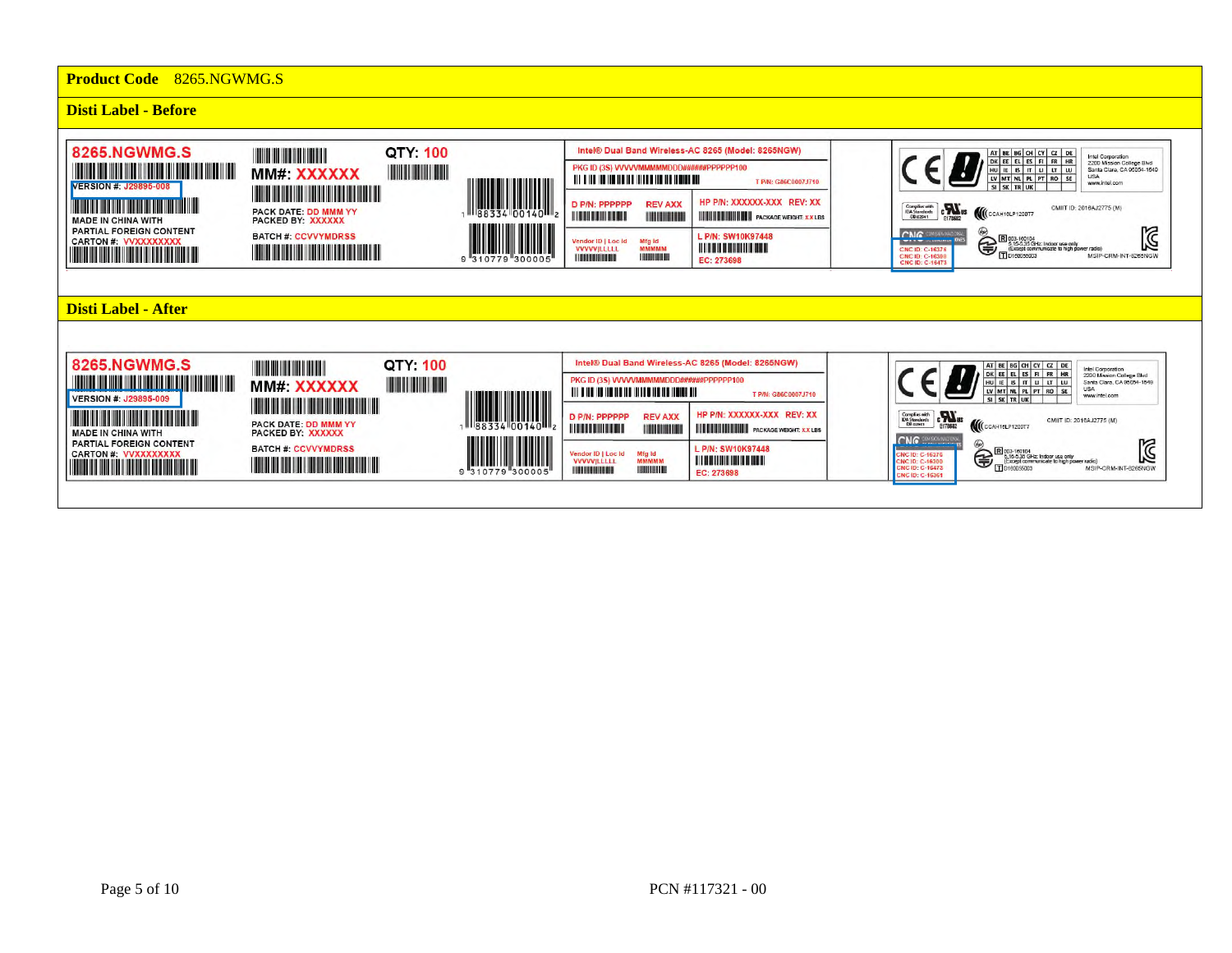**Product Code** 8265.NGWMG.S

**Disti Label - Before**

8265.NGWMG.S

VERSION #: J29895-008

MADE IN CHINA WITH PARTIAL FOREIGN CONTENT

CARTON #: VVXXXXXXXXX

MM#: XXXXXX

PACK DATE: DD MMM YY

PACKED BY: XXXXXX

BATCH #: CCVVYMDRSS

QTY: 100

1 88334 00140 2

9 310779 300005

Intel® Dual Band Wireless-AC 8265 (Model: 8265NGW)

PKG ID (3S) VVVVVMMMMMDDD#####PPPPPP100

T P/N: G86C0007J710

D P/N: PPPPPP REV AXX

HP P/N: XXXXXX-XXX REV: XX

PACKAGE WEIGHT: XX LBS

Vendor ID | Loc Id VVVVV|LLLLL

Mfg Id MMMMM

L P/N: SW10K97448

EC: 273698

Intel Corporation
2200 Mission College Blvd
Santa Clara, CA 95054-1549
USA
www.intel.com

AT BE BG CH CY CZ DE DK EE EL ES FI FR HR HU IE IS IT LI LT LU LV MT NL PL PT RO SE SI SK TR UK

CMIIT ID: 2016AJ2775 (M)

CCAH16LP1200T7

CNC ID: C-16376
CNC ID: C-16300
CNC ID: C-16473

R 003-160104
5.15-5.35 GHz: Indoor use only
(Except communicate to high power radio)

T D160056003

MSIP-CRM-INT-8265NGW

**Disti Label - After**

8265.NGWMG.S

VERSION #: J29895-009

MADE IN CHINA WITH PARTIAL FOREIGN CONTENT

CARTON #: VVXXXXXXXXX

MM#: XXXXXX

PACK DATE: DD MMM YY

PACKED BY: XXXXXX

BATCH #: CCVVYMDRSS

QTY: 100

1 88334 00140 2

9 310779 300005

Intel® Dual Band Wireless-AC 8265 (Model: 8265NGW)

PKG ID (3S) VVVVVMMMMMDDD#####PPPPPP100

T P/N: G86C0007J710

D P/N: PPPPPP REV AXX

HP P/N: XXXXXX-XXX REV: XX

PACKAGE WEIGHT: XX LBS

Vendor ID | Loc Id VVVVV|LLLLL

Mfg Id MMMMM

L P/N: SW10K97448

EC: 273698

Intel Corporation
2200 Mission College Blvd
Santa Clara, CA 95054-1549
USA
www.intel.com

AT BE BG CH CY CZ DE DK EE EL ES FI FR HR HU IE IS IT LI LT LU LV MT NL PL PT RO SE SI SK TR UK

CMIIT ID: 2016AJ2775 (M)

CCAH16LP1200T7

CNC ID: C-16376
CNC ID: C-16300
CNC ID: C-16473
CNC ID: C-16361

R 003-160104
5.15-5.35 GHz: Indoor use only
(Except communicate to high power radio)

T D160056003

MSIP-CRM-INT-8265NGW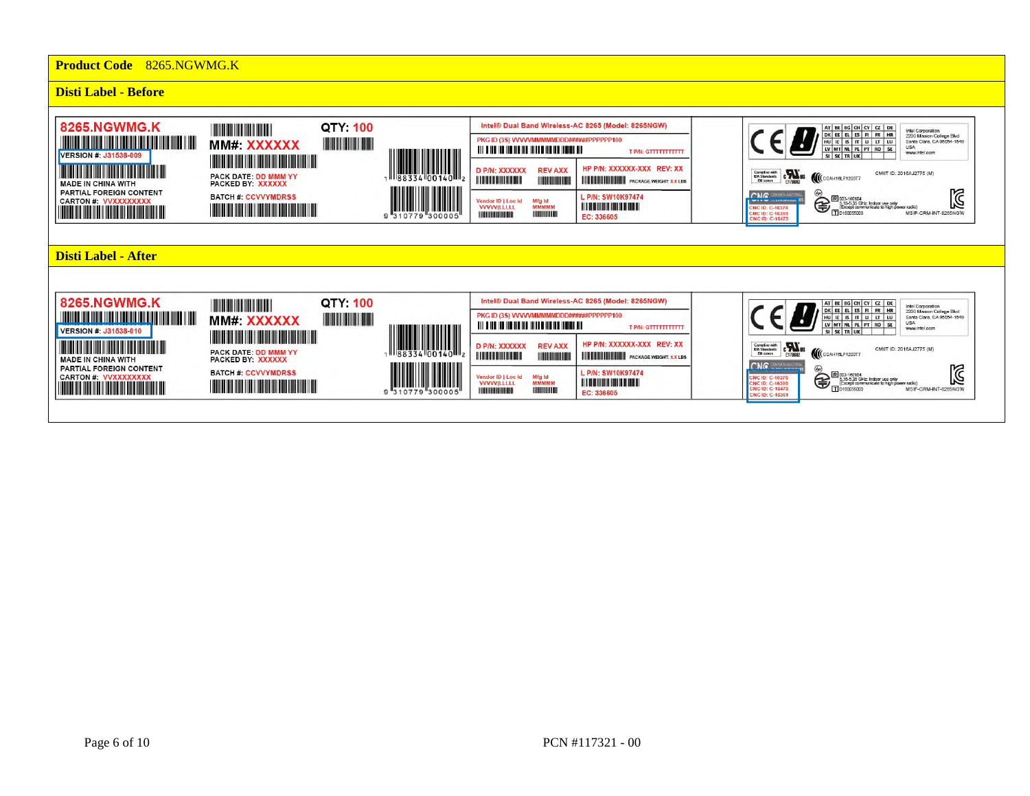| **Product Code** | 8265.NGWMG.K |
|---|---|

**Disti Label - Before**

8265.NGWMG.K

VERSION #: J31538-009

MADE IN CHINA WITH PARTIAL FOREIGN CONTENT

CARTON #: VVXXXXXXXX

MM#: XXXXXX

PACK DATE: DD MMM YY

PACKED BY: XXXXXX

BATCH #: CCVVYMDRSS

QTY: 100

1 88334 00140 2

9 310779 300005

Intel® Dual Band Wireless-AC 8265 (Model: 8265NGW)

PKG ID (3S) VVVVMMMMMDDD#####PPPPPP100

T P/N: GTTTTTTTTTTT

D P/N: XXXXXX REV AXX

HP P/N: XXXXXX-XXX REV: XX

PACKAGE WEIGHT: XX LBS

Vendor ID | Loc Id VVVVVLLLLL

Mfg Id MMMMM

L P/N: SW10K97474

EC: 336605

Intel Corporation 2200 Mission College Blvd Santa Clara, CA 95054-1549 USA www.intel.com

CMIIT ID: 2016AJ2775 (M)

CCAH16LP1200T7

CNC ID: C-16376
CNC ID: C-16300
CNC ID: C-16475

MSIP-CRM-INT-8265NGW

**Disti Label - After**

8265.NGWMG.K

VERSION #: J31538-010

MADE IN CHINA WITH PARTIAL FOREIGN CONTENT

CARTON #: VVXXXXXXXX

MM#: XXXXXX

PACK DATE: DD MMM YY

PACKED BY: XXXXXX

BATCH #: CCVVYMDRSS

QTY: 100

1 88334 00140 2

9 310779 300005

Intel® Dual Band Wireless-AC 8265 (Model: 8265NGW)

PKG ID (3S) VVVVMMMMMDDD#####PPPPPP100

T P/N: GTTTTTTTTTTT

D P/N: XXXXXX REV AXX

HP P/N: XXXXXX-XXX REV: XX

PACKAGE WEIGHT: XX LBS

Vendor ID | Loc Id VVVVVLLLLL

Mfg Id MMMMM

L P/N: SW10K97474

EC: 336605

Intel Corporation 2200 Mission College Blvd Santa Clara, CA 95054-1549 USA www.intel.com

CMIIT ID: 2016AJ2775 (M)

CCAH16LP1200T7

CNC ID: C-16376
CNC ID: C-16300
CNC ID: C-16475
CNC ID: C-15361

MSIP-CRM-INT-8265NGW

PCN #117321 - 00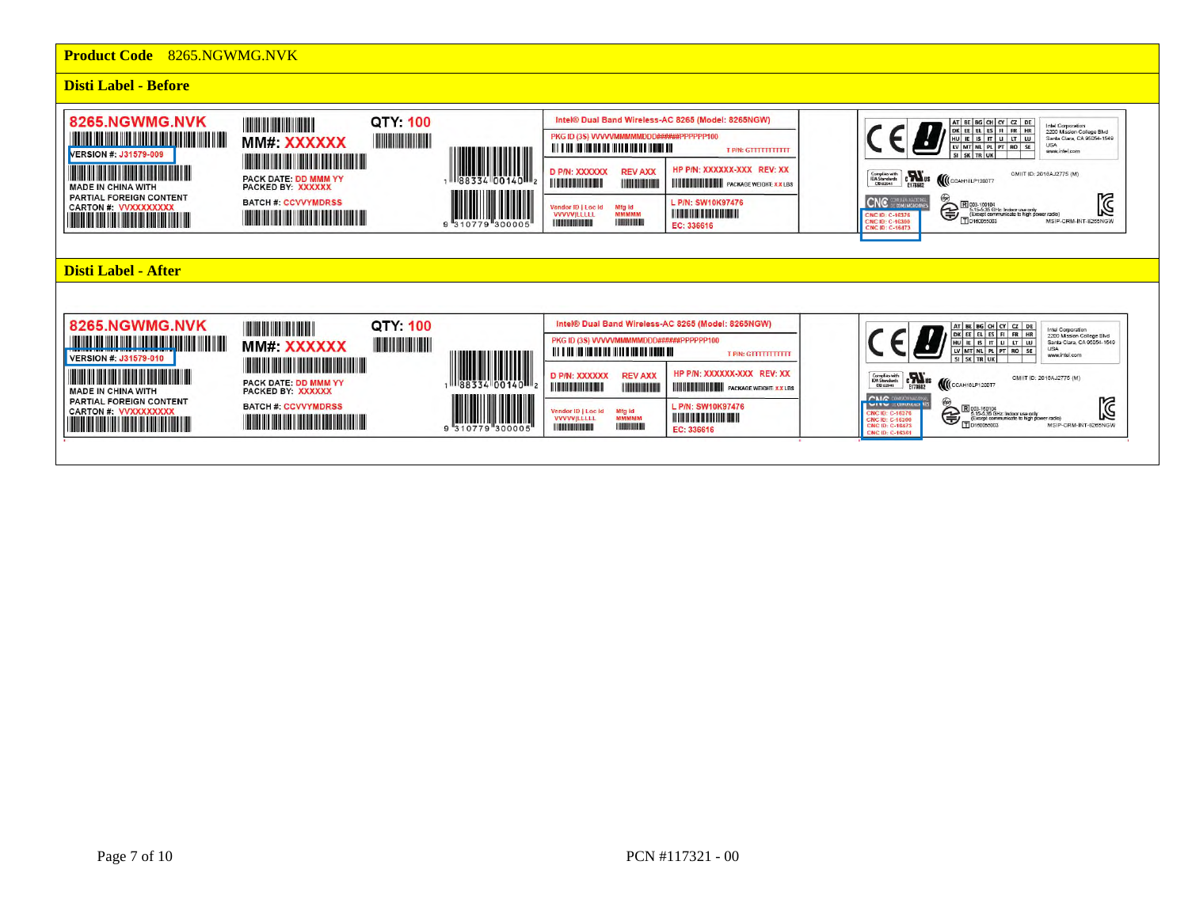| **Product Code** | 8265.NGWMG.NVK |
|---|---|

**Disti Label - Before**

8265.NGWMG.NVK

VERSION #: J31579-009

MADE IN CHINA WITH PARTIAL FOREIGN CONTENT

CARTON #: VVXXXXXXXX

MM#: XXXXXX

PACK DATE: DD MMM YY

PACKED BY: XXXXXX

BATCH #: CCVVYMDRSS

QTY: 100

1 88334 00140 2

9 310779 300005

Intel® Dual Band Wireless-AC 8265 (Model: 8265NGW)

PKG ID (3S) VVVVVMMMMMDDD#####PPPPPP100

T P/N: GTTTTTTTTTTT

D P/N: XXXXXX REV AXX

HP P/N: XXXXXX-XXX REV: XX

PACKAGE WEIGHT: XX LBS

Vendor ID | Loc id VVVVV|LLLLL

Mfg id MMMMM

L P/N: SW10K97476

EC: 336616

Intel Corporation
2200 Mission College Blvd
Santa Clara, CA 95054-1549
USA
www.intel.com

AT BE BG CH CY CZ DE DK EE EL ES FI FR HR HU IE IS IT LI LT LU LV MT NL PL PT RO SE SI SK TR UK

CCAH18LP1200T7

OMIIT ID: 2016AJ2775 (M)

CNC ID: C-16376
CNC ID: C-16300
CNC ID: C-16473

003-160104

D160065003

MSIP-CRM-INT-8265NGW

**Disti Label - After**

8265.NGWMG.NVK

VERSION #: J31579-010

MADE IN CHINA WITH PARTIAL FOREIGN CONTENT

CARTON #: VVXXXXXXXX

MM#: XXXXXX

PACK DATE: DD MMM YY

PACKED BY: XXXXXX

BATCH #: CCVVYMDRSS

QTY: 100

1 88334 00140 2

9 310779 300005

Intel® Dual Band Wireless-AC 8265 (Model: 8265NGW)

PKG ID (3S) VVVVVMMMMMDDD#####PPPPPP100

T P/N: GTTTTTTTTTTT

D P/N: XXXXXX REV AXX

HP P/N: XXXXXX-XXX REV: XX

PACKAGE WEIGHT: XX LBS

Vendor ID | Loc id VVVVV|LLLLL

Mfg id MMMMM

L P/N: SW10K97476

EC: 336616

Intel Corporation
2200 Mission College Blvd
Santa Clara, CA 95054-1549
USA
www.intel.com

AT BE BG CH CY CZ DE DK EE EL ES FI FR HR HU IE IS IT LI LT LU LV MT NL PL PT RO SE SI SK TR UK

CCAH18LP1200T7

OMIIT ID: 2016AJ2775 (M)

CNC ID: C-16376
CNC ID: C-16300
CNC ID: C-16473
CNC ID: C-16361

003-160104

D160065003

MSIP-CRM-INT-8265NGW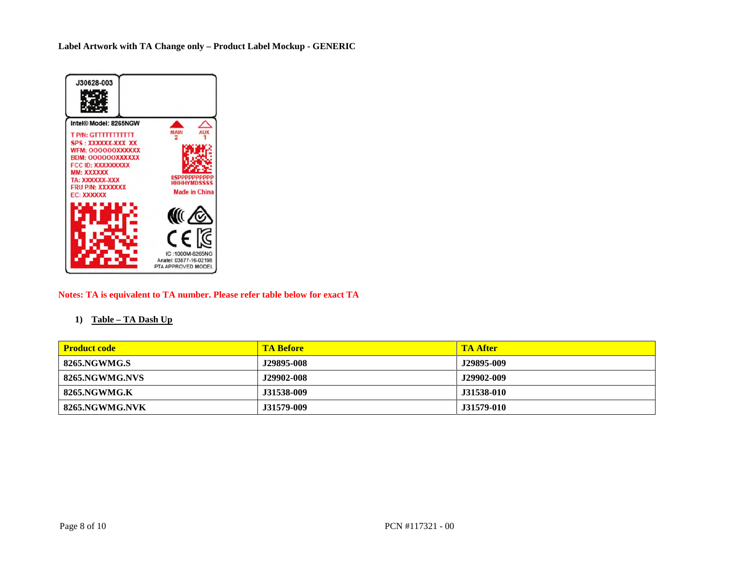**Label Artwork with TA Change only – Product Label Mockup - GENERIC**

J30628-003

Intel® Model: 8265NGW

T P/N: GTTTTTTTTTTT
SPS : XXXXXX-XXX XX
WFM: OOOOOOXXXXXX
BDM: OOOOOOXXXXXX
FCC ID: XXXXXXXXX
MM: XXXXXX
TA: XXXXXX-XXX
FRU P/N: XXXXXXX
EC: XXXXXX

MAIN 2 AUX 1

8SPPPPPPPPPP
HHHHYMDSSSS
Made in China

IC :1000M-8265NG
Anatel: 03877-16-02198
PTA APPROVED MODEL

**Notes: TA is equivalent to TA number. Please refer table below for exact TA**

1) **Table – TA Dash Up**

| Product code | TA Before | TA After |
| --- | --- | --- |
| 8265.NGWMG.S | J29895-008 | J29895-009 |
| 8265.NGWMG.NVS | J29902-008 | J29902-009 |
| 8265.NGWMG.K | J31538-009 | J31538-010 |
| 8265.NGWMG.NVK | J31579-009 | J31579-010 |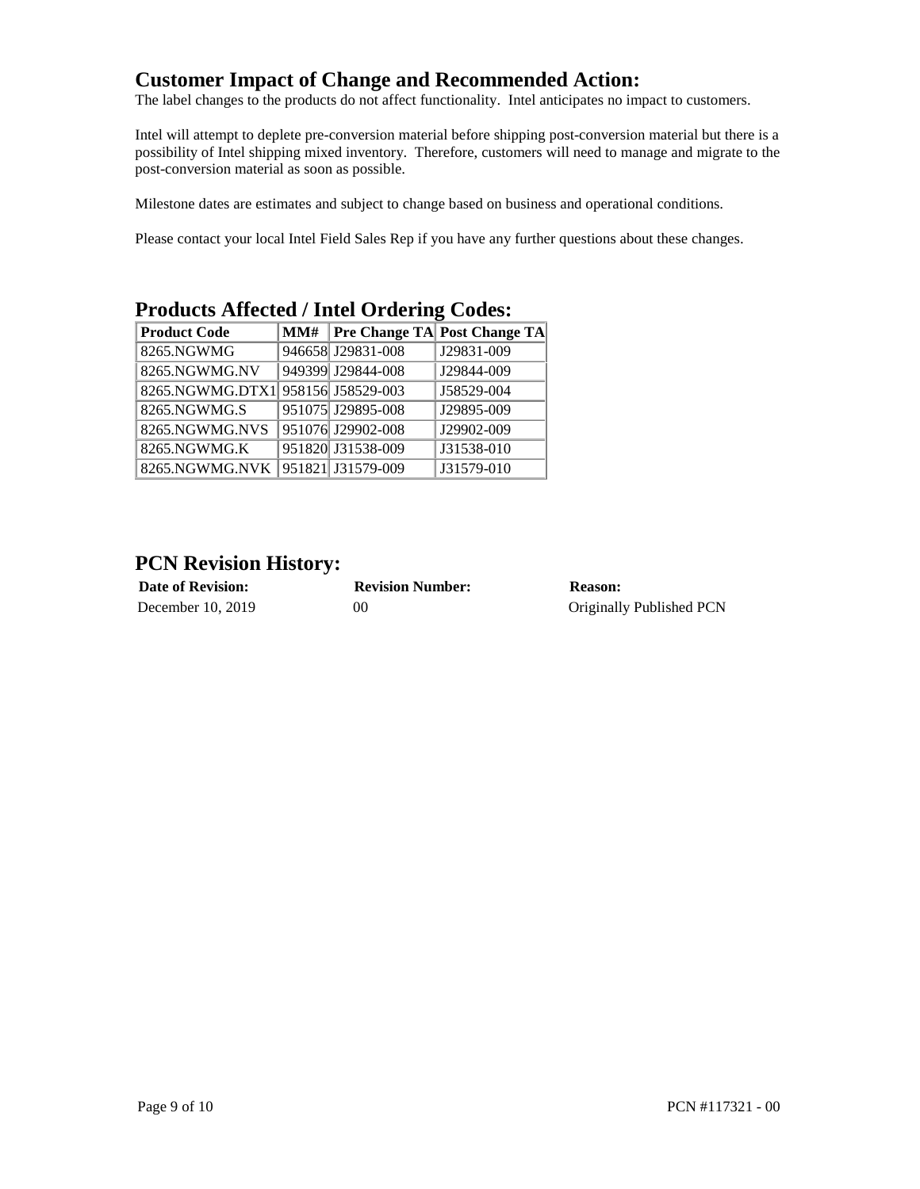## Customer Impact of Change and Recommended Action:

The label changes to the products do not affect functionality. Intel anticipates no impact to customers.

Intel will attempt to deplete pre-conversion material before shipping post-conversion material but there is a possibility of Intel shipping mixed inventory. Therefore, customers will need to manage and migrate to the post-conversion material as soon as possible.

Milestone dates are estimates and subject to change based on business and operational conditions.

Please contact your local Intel Field Sales Rep if you have any further questions about these changes.

## Products Affected / Intel Ordering Codes:

| Product Code | MM# | Pre Change TA | Post Change TA |
|---|---|---|---|
| 8265.NGWMG | 946658 | J29831-008 | J29831-009 |
| 8265.NGWMG.NV | 949399 | J29844-008 | J29844-009 |
| 8265.NGWMG.DTX1 | 958156 | J58529-003 | J58529-004 |
| 8265.NGWMG.S | 951075 | J29895-008 | J29895-009 |
| 8265.NGWMG.NVS | 951076 | J29902-008 | J29902-009 |
| 8265.NGWMG.K | 951820 | J31538-009 | J31538-010 |
| 8265.NGWMG.NVK | 951821 | J31579-009 | J31579-010 |

## PCN Revision History:

| Date of Revision: | Revision Number: | Reason: |
|---|---|---|
| December 10, 2019 | 00 | Originally Published PCN |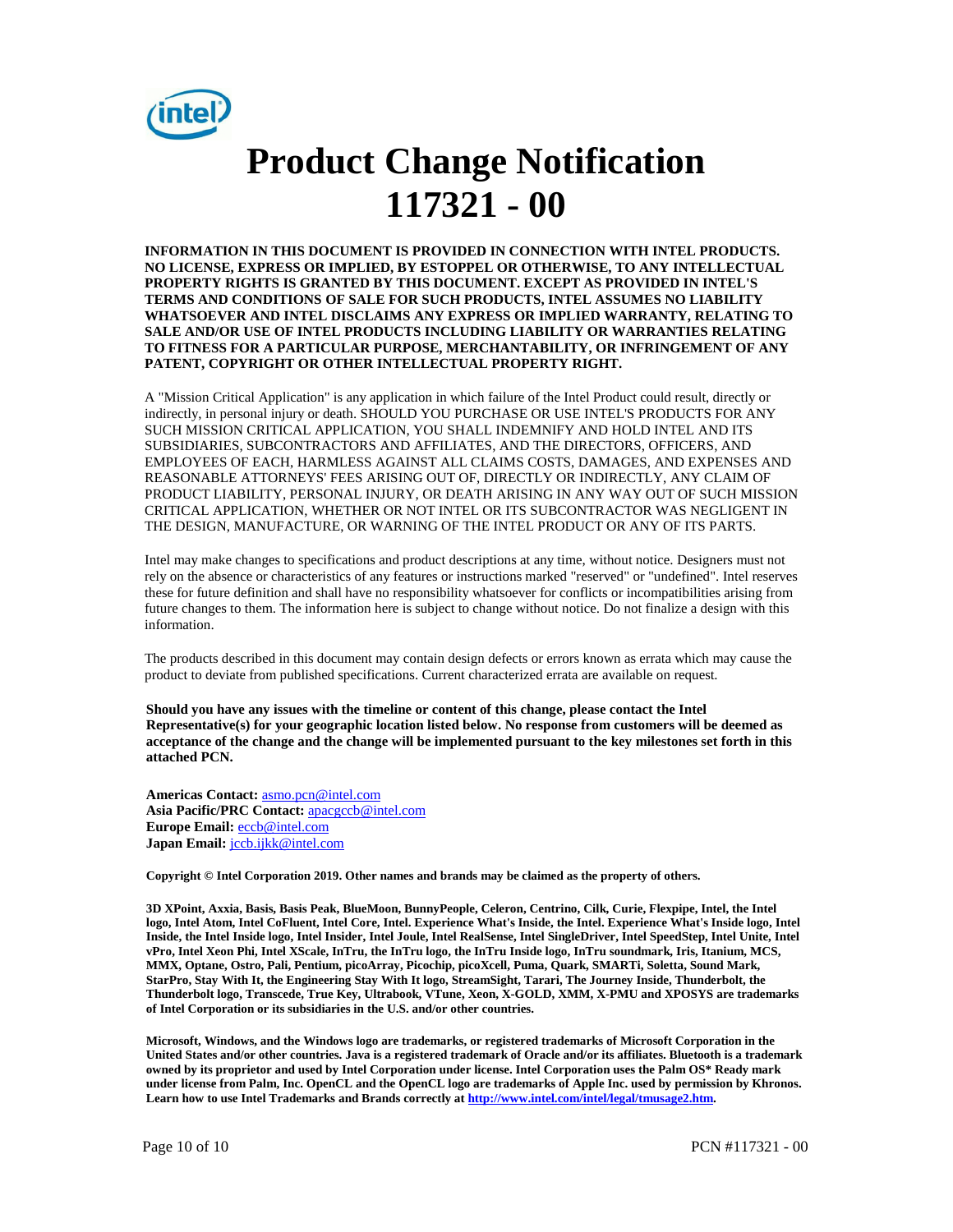# Product Change Notification 117321 - 00

**INFORMATION IN THIS DOCUMENT IS PROVIDED IN CONNECTION WITH INTEL PRODUCTS. NO LICENSE, EXPRESS OR IMPLIED, BY ESTOPPEL OR OTHERWISE, TO ANY INTELLECTUAL PROPERTY RIGHTS IS GRANTED BY THIS DOCUMENT. EXCEPT AS PROVIDED IN INTEL'S TERMS AND CONDITIONS OF SALE FOR SUCH PRODUCTS, INTEL ASSUMES NO LIABILITY WHATSOEVER AND INTEL DISCLAIMS ANY EXPRESS OR IMPLIED WARRANTY, RELATING TO SALE AND/OR USE OF INTEL PRODUCTS INCLUDING LIABILITY OR WARRANTIES RELATING TO FITNESS FOR A PARTICULAR PURPOSE, MERCHANTABILITY, OR INFRINGEMENT OF ANY PATENT, COPYRIGHT OR OTHER INTELLECTUAL PROPERTY RIGHT.**

A "Mission Critical Application" is any application in which failure of the Intel Product could result, directly or indirectly, in personal injury or death. SHOULD YOU PURCHASE OR USE INTEL'S PRODUCTS FOR ANY SUCH MISSION CRITICAL APPLICATION, YOU SHALL INDEMNIFY AND HOLD INTEL AND ITS SUBSIDIARIES, SUBCONTRACTORS AND AFFILIATES, AND THE DIRECTORS, OFFICERS, AND EMPLOYEES OF EACH, HARMLESS AGAINST ALL CLAIMS COSTS, DAMAGES, AND EXPENSES AND REASONABLE ATTORNEYS' FEES ARISING OUT OF, DIRECTLY OR INDIRECTLY, ANY CLAIM OF PRODUCT LIABILITY, PERSONAL INJURY, OR DEATH ARISING IN ANY WAY OUT OF SUCH MISSION CRITICAL APPLICATION, WHETHER OR NOT INTEL OR ITS SUBCONTRACTOR WAS NEGLIGENT IN THE DESIGN, MANUFACTURE, OR WARNING OF THE INTEL PRODUCT OR ANY OF ITS PARTS.

Intel may make changes to specifications and product descriptions at any time, without notice. Designers must not rely on the absence or characteristics of any features or instructions marked "reserved" or "undefined". Intel reserves these for future definition and shall have no responsibility whatsoever for conflicts or incompatibilities arising from future changes to them. The information here is subject to change without notice. Do not finalize a design with this information.

The products described in this document may contain design defects or errors known as errata which may cause the product to deviate from published specifications. Current characterized errata are available on request.

**Should you have any issues with the timeline or content of this change, please contact the Intel Representative(s) for your geographic location listed below. No response from customers will be deemed as acceptance of the change and the change will be implemented pursuant to the key milestones set forth in this attached PCN.**

**Americas Contact:** asmo.pcn@intel.com
**Asia Pacific/PRC Contact:** apacgccb@intel.com
**Europe Email:** eccb@intel.com
**Japan Email:** jccb.ijkk@intel.com

**Copyright © Intel Corporation 2019. Other names and brands may be claimed as the property of others.**

**3D XPoint, Axxia, Basis, Basis Peak, BlueMoon, BunnyPeople, Celeron, Centrino, Cilk, Curie, Flexpipe, Intel, the Intel logo, Intel Atom, Intel CoFluent, Intel Core, Intel. Experience What's Inside, the Intel. Experience What's Inside logo, Intel Inside, the Intel Inside logo, Intel Insider, Intel Joule, Intel RealSense, Intel SingleDriver, Intel SpeedStep, Intel Unite, Intel vPro, Intel Xeon Phi, Intel XScale, InTru, the InTru logo, the InTru Inside logo, InTru soundmark, Iris, Itanium, MCS, MMX, Optane, Ostro, Pali, Pentium, picoArray, Picochip, picoXcell, Puma, Quark, SMARTi, Soletta, Sound Mark, StarPro, Stay With It, the Engineering Stay With It logo, StreamSight, Tarari, The Journey Inside, Thunderbolt, the Thunderbolt logo, Transcede, True Key, Ultrabook, VTune, Xeon, X-GOLD, XMM, X-PMU and XPOSYS are trademarks of Intel Corporation or its subsidiaries in the U.S. and/or other countries.**

**Microsoft, Windows, and the Windows logo are trademarks, or registered trademarks of Microsoft Corporation in the United States and/or other countries. Java is a registered trademark of Oracle and/or its affiliates. Bluetooth is a trademark owned by its proprietor and used by Intel Corporation under license. Intel Corporation uses the Palm OS* Ready mark under license from Palm, Inc. OpenCL and the OpenCL logo are trademarks of Apple Inc. used by permission by Khronos. Learn how to use Intel Trademarks and Brands correctly at http://www.intel.com/intel/legal/tmusage2.htm.**